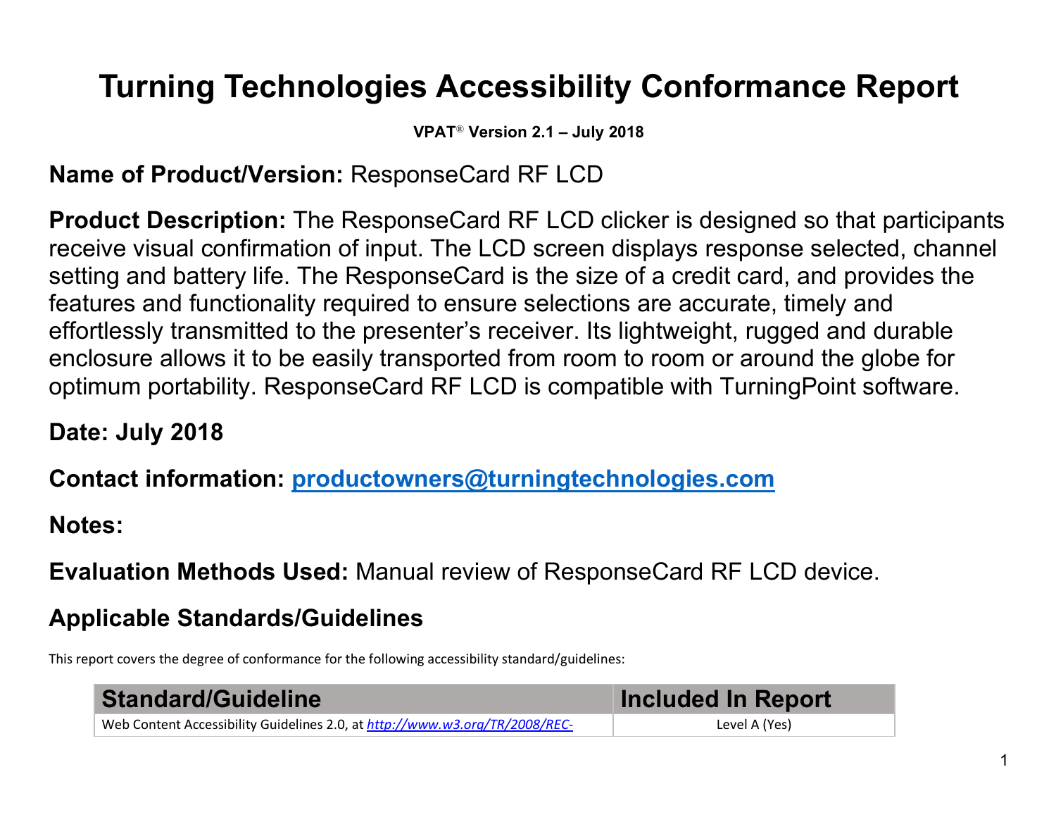# Turning Technologies Accessibility Conformance Report

**VPAT® Version 2.1 – July 2018**

**Name of Product/Version:** ResponseCard RF LCD

**Product Description:** The ResponseCard RF LCD clicker is designed so that participants receive visual confirmation of input. The LCD screen displays response selected, channel setting and battery life. The ResponseCard is the size of a credit card, and provides the features and functionality required to ensure selections are accurate, timely and effortlessly transmitted to the presenter's receiver. Its lightweight, rugged and durable enclosure allows it to be easily transported from room to room or around the globe for optimum portability. ResponseCard RF LCD is compatible with TurningPoint software.

**Date: July 2018**

**Contact information:** **productowners@turningtechnologies.com**

**Notes:**

**Evaluation Methods Used:** Manual review of ResponseCard RF LCD device.

## Applicable Standards/Guidelines

This report covers the degree of conformance for the following accessibility standard/guidelines:

| Standard/Guideline | Included In Report |
| --- | --- |
| Web Content Accessibility Guidelines 2.0, at *http://www.w3.org/TR/2008/REC-* | Level A (Yes) |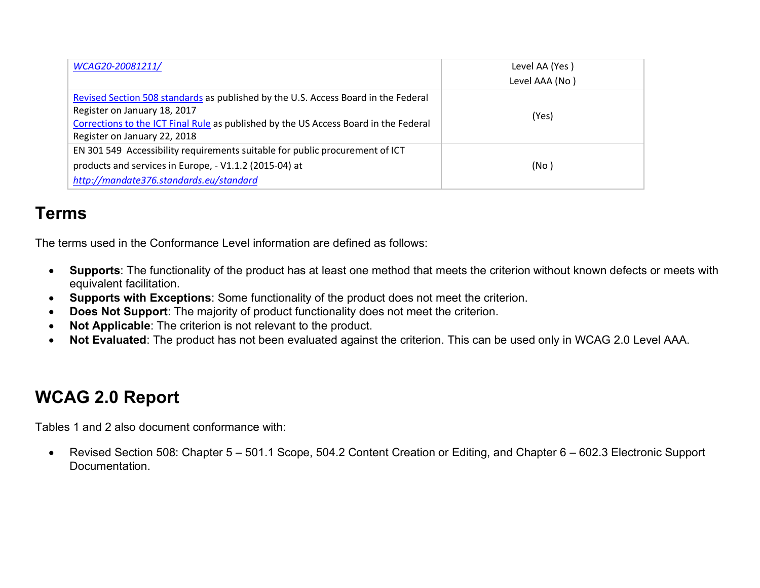| | |
|---|---|
| *WCAG20-20081211/* | Level AA (Yes )<br>Level AAA (No ) |
| Revised Section 508 standards as published by the U.S. Access Board in the Federal Register on January 18, 2017<br>Corrections to the ICT Final Rule as published by the US Access Board in the Federal Register on January 22, 2018 | (Yes) |
| EN 301 549 Accessibility requirements suitable for public procurement of ICT products and services in Europe, - V1.1.2 (2015-04) at *http://mandate376.standards.eu/standard* | (No ) |

## Terms

The terms used in the Conformance Level information are defined as follows:

- **Supports**: The functionality of the product has at least one method that meets the criterion without known defects or meets with equivalent facilitation.
- **Supports with Exceptions**: Some functionality of the product does not meet the criterion.
- **Does Not Support**: The majority of product functionality does not meet the criterion.
- **Not Applicable**: The criterion is not relevant to the product.
- **Not Evaluated**: The product has not been evaluated against the criterion. This can be used only in WCAG 2.0 Level AAA.

## WCAG 2.0 Report

Tables 1 and 2 also document conformance with:

- Revised Section 508: Chapter 5 – 501.1 Scope, 504.2 Content Creation or Editing, and Chapter 6 – 602.3 Electronic Support Documentation.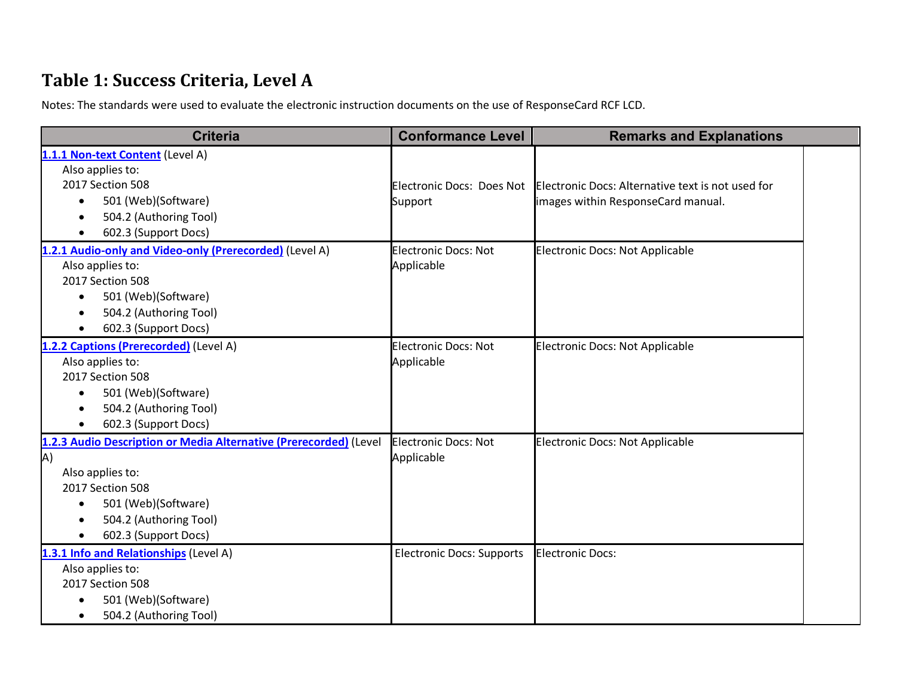# Table 1: Success Criteria, Level A

Notes: The standards were used to evaluate the electronic instruction documents on the use of ResponseCard RCF LCD.

| Criteria | Conformance Level | Remarks and Explanations |
|---|---|---|
| [1.1.1 Non-text Content](#) (Level A)<br>Also applies to:<br>2017 Section 508<br>• 501 (Web)(Software)<br>• 504.2 (Authoring Tool)<br>• 602.3 (Support Docs) | Electronic Docs: Does Not Support | Electronic Docs: Alternative text is not used for images within ResponseCard manual. |
| [1.2.1 Audio-only and Video-only (Prerecorded)](#) (Level A)<br>Also applies to:<br>2017 Section 508<br>• 501 (Web)(Software)<br>• 504.2 (Authoring Tool)<br>• 602.3 (Support Docs) | Electronic Docs: Not Applicable | Electronic Docs: Not Applicable |
| [1.2.2 Captions (Prerecorded)](#) (Level A)<br>Also applies to:<br>2017 Section 508<br>• 501 (Web)(Software)<br>• 504.2 (Authoring Tool)<br>• 602.3 (Support Docs) | Electronic Docs: Not Applicable | Electronic Docs: Not Applicable |
| [1.2.3 Audio Description or Media Alternative (Prerecorded)](#) (Level A)<br>Also applies to:<br>2017 Section 508<br>• 501 (Web)(Software)<br>• 504.2 (Authoring Tool)<br>• 602.3 (Support Docs) | Electronic Docs: Not Applicable | Electronic Docs: Not Applicable |
| [1.3.1 Info and Relationships](#) (Level A)<br>Also applies to:<br>2017 Section 508<br>• 501 (Web)(Software)<br>• 504.2 (Authoring Tool) | Electronic Docs: Supports | Electronic Docs: |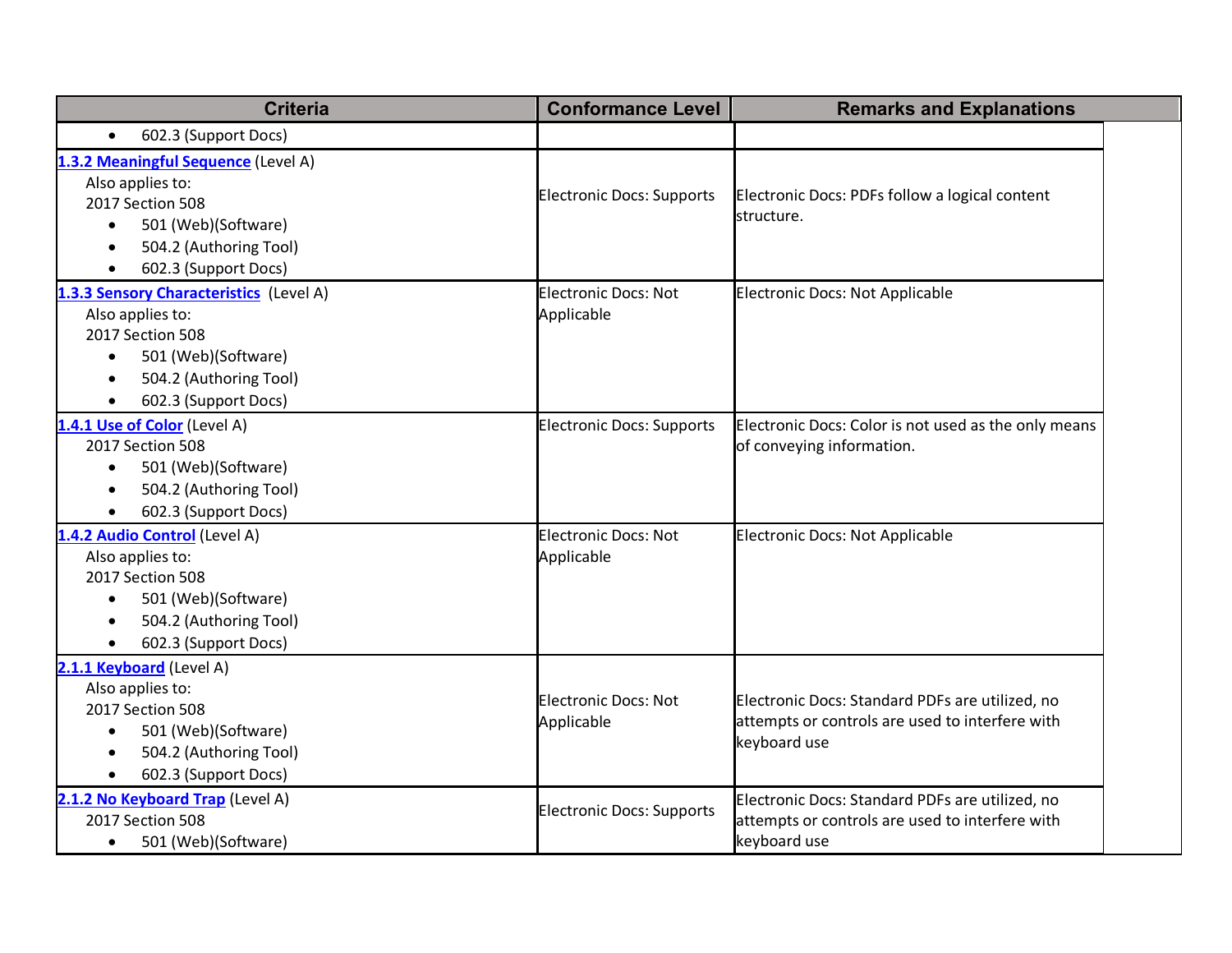| Criteria | Conformance Level | Remarks and Explanations |
|---|---|---|
| • 602.3 (Support Docs) | | |
| **1.3.2 Meaningful Sequence** (Level A)<br>Also applies to:<br>2017 Section 508<br>• 501 (Web)(Software)<br>• 504.2 (Authoring Tool)<br>• 602.3 (Support Docs) | Electronic Docs: Supports | Electronic Docs: PDFs follow a logical content structure. |
| **1.3.3 Sensory Characteristics** (Level A)<br>Also applies to:<br>2017 Section 508<br>• 501 (Web)(Software)<br>• 504.2 (Authoring Tool)<br>• 602.3 (Support Docs) | Electronic Docs: Not Applicable | Electronic Docs: Not Applicable |
| **1.4.1 Use of Color** (Level A)<br>2017 Section 508<br>• 501 (Web)(Software)<br>• 504.2 (Authoring Tool)<br>• 602.3 (Support Docs) | Electronic Docs: Supports | Electronic Docs: Color is not used as the only means of conveying information. |
| **1.4.2 Audio Control** (Level A)<br>Also applies to:<br>2017 Section 508<br>• 501 (Web)(Software)<br>• 504.2 (Authoring Tool)<br>• 602.3 (Support Docs) | Electronic Docs: Not Applicable | Electronic Docs: Not Applicable |
| **2.1.1 Keyboard** (Level A)<br>Also applies to:<br>2017 Section 508<br>• 501 (Web)(Software)<br>• 504.2 (Authoring Tool)<br>• 602.3 (Support Docs) | Electronic Docs: Not Applicable | Electronic Docs: Standard PDFs are utilized, no attempts or controls are used to interfere with keyboard use |
| **2.1.2 No Keyboard Trap** (Level A)<br>2017 Section 508<br>• 501 (Web)(Software) | Electronic Docs: Supports | Electronic Docs: Standard PDFs are utilized, no attempts or controls are used to interfere with keyboard use |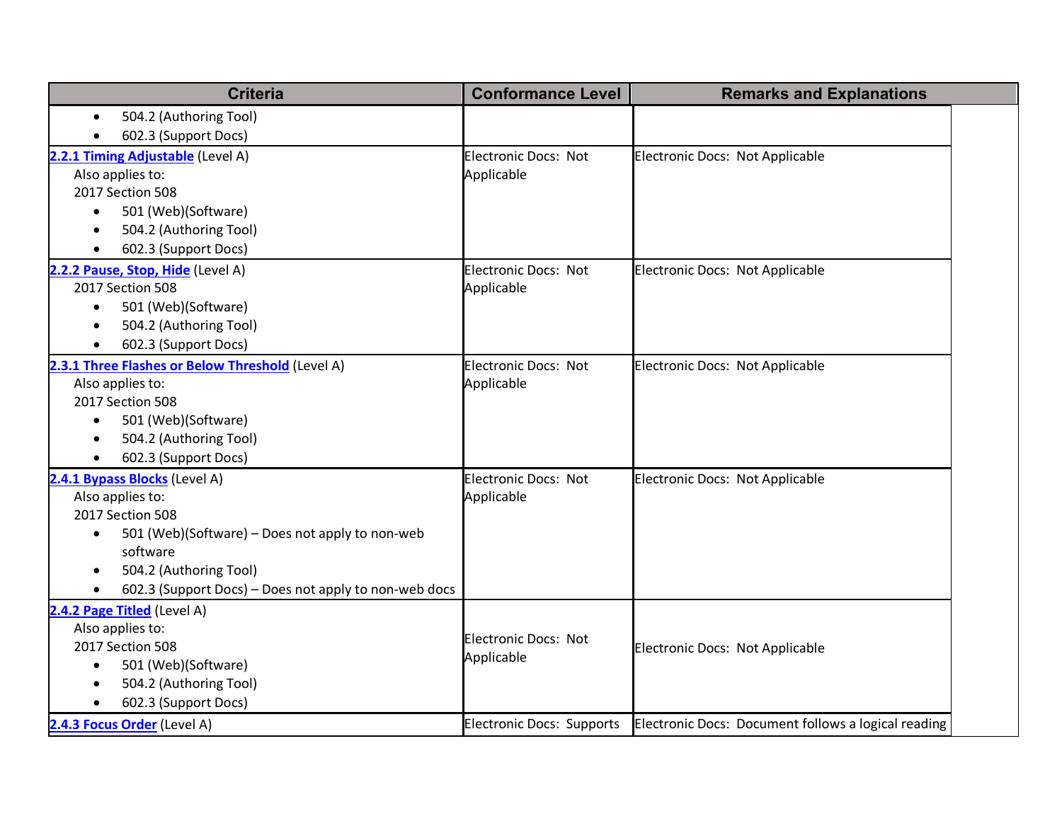| Criteria | Conformance Level | Remarks and Explanations |
|---|---|---|
| • 504.2 (Authoring Tool)<br>• 602.3 (Support Docs) | | |
| **2.2.1 Timing Adjustable** (Level A)<br>Also applies to:<br>2017 Section 508<br>• 501 (Web)(Software)<br>• 504.2 (Authoring Tool)<br>• 602.3 (Support Docs) | Electronic Docs: Not Applicable | Electronic Docs: Not Applicable |
| **2.2.2 Pause, Stop, Hide** (Level A)<br>2017 Section 508<br>• 501 (Web)(Software)<br>• 504.2 (Authoring Tool)<br>• 602.3 (Support Docs) | Electronic Docs: Not Applicable | Electronic Docs: Not Applicable |
| **2.3.1 Three Flashes or Below Threshold** (Level A)<br>Also applies to:<br>2017 Section 508<br>• 501 (Web)(Software)<br>• 504.2 (Authoring Tool)<br>• 602.3 (Support Docs) | Electronic Docs: Not Applicable | Electronic Docs: Not Applicable |
| **2.4.1 Bypass Blocks** (Level A)<br>Also applies to:<br>2017 Section 508<br>• 501 (Web)(Software) – Does not apply to non-web software<br>• 504.2 (Authoring Tool)<br>• 602.3 (Support Docs) – Does not apply to non-web docs | Electronic Docs: Not Applicable | Electronic Docs: Not Applicable |
| **2.4.2 Page Titled** (Level A)<br>Also applies to:<br>2017 Section 508<br>• 501 (Web)(Software)<br>• 504.2 (Authoring Tool)<br>• 602.3 (Support Docs) | Electronic Docs: Not Applicable | Electronic Docs: Not Applicable |
| **2.4.3 Focus Order** (Level A) | Electronic Docs: Supports | Electronic Docs: Document follows a logical reading |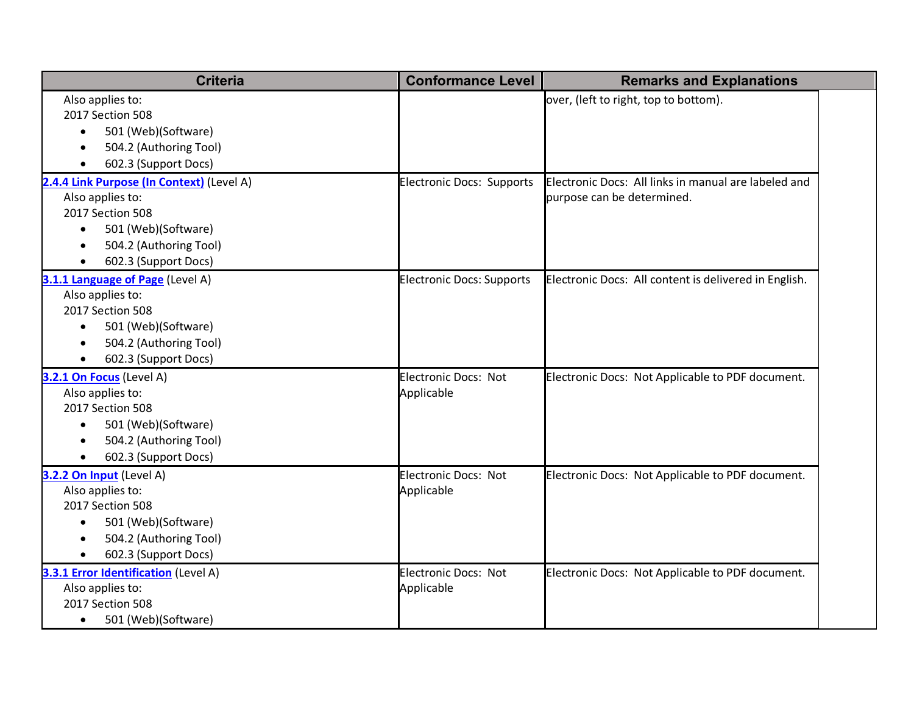| Criteria | Conformance Level | Remarks and Explanations |
|---|---|---|
| Also applies to:<br>2017 Section 508<br>• 501 (Web)(Software)<br>• 504.2 (Authoring Tool)<br>• 602.3 (Support Docs) | | over, (left to right, top to bottom). |
| **2.4.4 Link Purpose (In Context)** (Level A)<br>Also applies to:<br>2017 Section 508<br>• 501 (Web)(Software)<br>• 504.2 (Authoring Tool)<br>• 602.3 (Support Docs) | Electronic Docs: Supports | Electronic Docs: All links in manual are labeled and purpose can be determined. |
| **3.1.1 Language of Page** (Level A)<br>Also applies to:<br>2017 Section 508<br>• 501 (Web)(Software)<br>• 504.2 (Authoring Tool)<br>• 602.3 (Support Docs) | Electronic Docs: Supports | Electronic Docs: All content is delivered in English. |
| **3.2.1 On Focus** (Level A)<br>Also applies to:<br>2017 Section 508<br>• 501 (Web)(Software)<br>• 504.2 (Authoring Tool)<br>• 602.3 (Support Docs) | Electronic Docs: Not Applicable | Electronic Docs: Not Applicable to PDF document. |
| **3.2.2 On Input** (Level A)<br>Also applies to:<br>2017 Section 508<br>• 501 (Web)(Software)<br>• 504.2 (Authoring Tool)<br>• 602.3 (Support Docs) | Electronic Docs: Not Applicable | Electronic Docs: Not Applicable to PDF document. |
| **3.3.1 Error Identification** (Level A)<br>Also applies to:<br>2017 Section 508<br>• 501 (Web)(Software) | Electronic Docs: Not Applicable | Electronic Docs: Not Applicable to PDF document. |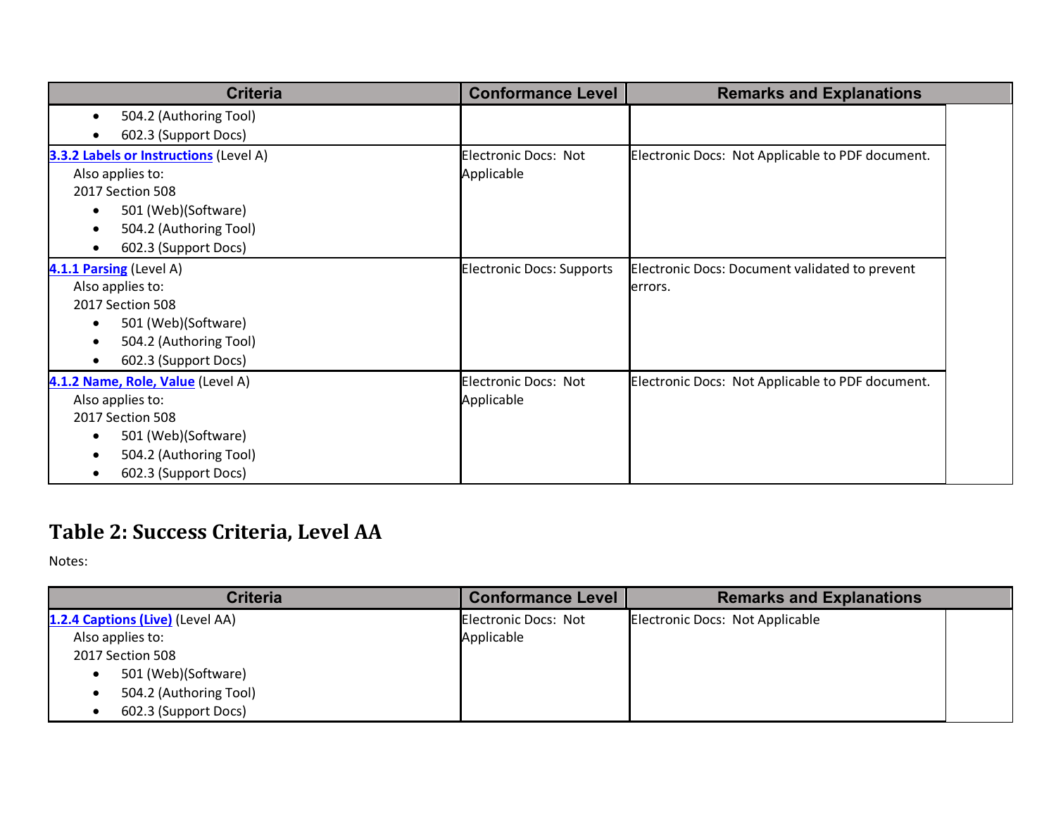| Criteria | Conformance Level | Remarks and Explanations |
|---|---|---|
| • 504.2 (Authoring Tool)<br>• 602.3 (Support Docs) | | |
| **3.3.2 Labels or Instructions** (Level A)<br>Also applies to:<br>2017 Section 508<br>• 501 (Web)(Software)<br>• 504.2 (Authoring Tool)<br>• 602.3 (Support Docs) | Electronic Docs: Not Applicable | Electronic Docs: Not Applicable to PDF document. |
| **4.1.1 Parsing** (Level A)<br>Also applies to:<br>2017 Section 508<br>• 501 (Web)(Software)<br>• 504.2 (Authoring Tool)<br>• 602.3 (Support Docs) | Electronic Docs: Supports | Electronic Docs: Document validated to prevent errors. |
| **4.1.2 Name, Role, Value** (Level A)<br>Also applies to:<br>2017 Section 508<br>• 501 (Web)(Software)<br>• 504.2 (Authoring Tool)<br>• 602.3 (Support Docs) | Electronic Docs: Not Applicable | Electronic Docs: Not Applicable to PDF document. |

## Table 2: Success Criteria, Level AA

Notes:

| Criteria | Conformance Level | Remarks and Explanations |
|---|---|---|
| **1.2.4 Captions (Live)** (Level AA)<br>Also applies to:<br>2017 Section 508<br>• 501 (Web)(Software)<br>• 504.2 (Authoring Tool)<br>• 602.3 (Support Docs) | Electronic Docs: Not Applicable | Electronic Docs: Not Applicable |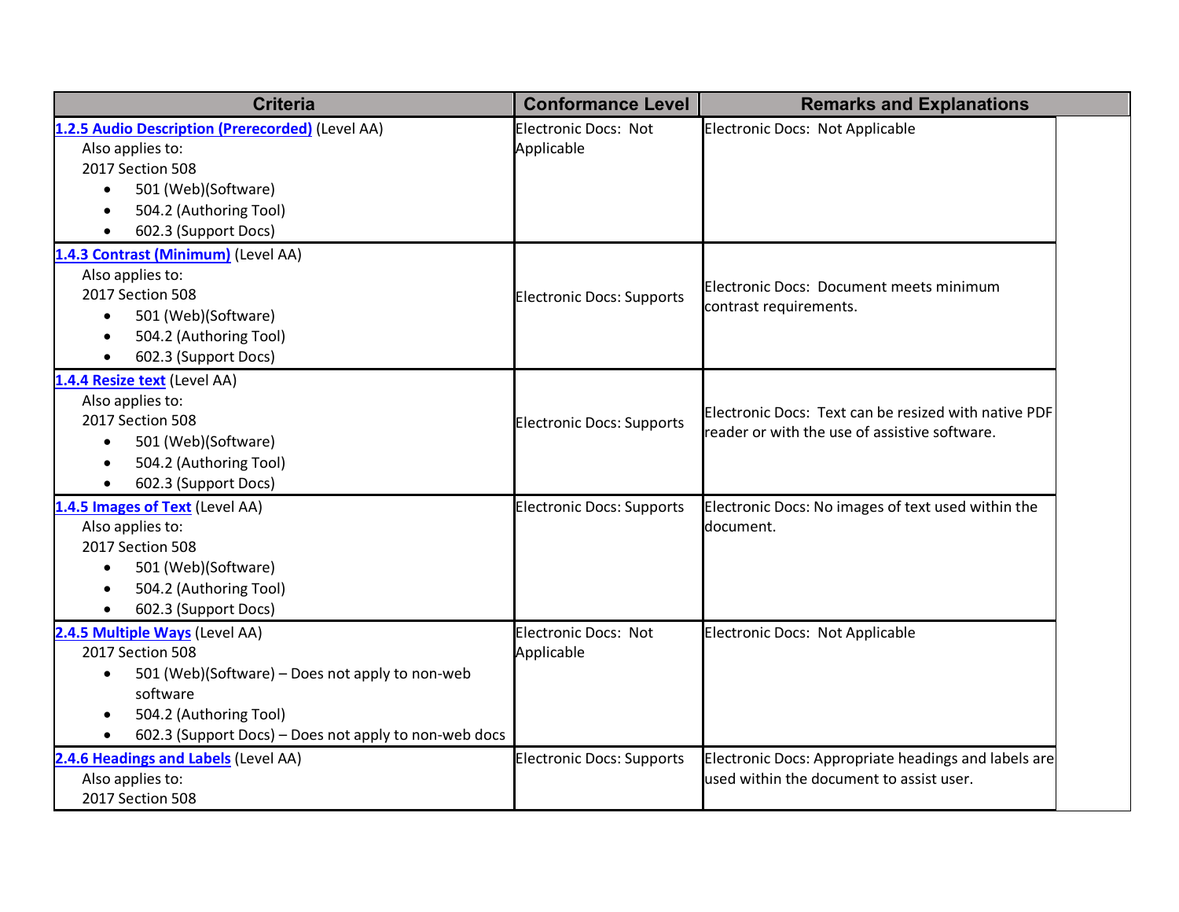| Criteria | Conformance Level | Remarks and Explanations |
|---|---|---|
| **1.2.5 Audio Description (Prerecorded)** (Level AA)<br>Also applies to:<br>2017 Section 508<br>• 501 (Web)(Software)<br>• 504.2 (Authoring Tool)<br>• 602.3 (Support Docs) | Electronic Docs: Not Applicable | Electronic Docs: Not Applicable |
| **1.4.3 Contrast (Minimum)** (Level AA)<br>Also applies to:<br>2017 Section 508<br>• 501 (Web)(Software)<br>• 504.2 (Authoring Tool)<br>• 602.3 (Support Docs) | Electronic Docs: Supports | Electronic Docs: Document meets minimum contrast requirements. |
| **1.4.4 Resize text** (Level AA)<br>Also applies to:<br>2017 Section 508<br>• 501 (Web)(Software)<br>• 504.2 (Authoring Tool)<br>• 602.3 (Support Docs) | Electronic Docs: Supports | Electronic Docs: Text can be resized with native PDF reader or with the use of assistive software. |
| **1.4.5 Images of Text** (Level AA)<br>Also applies to:<br>2017 Section 508<br>• 501 (Web)(Software)<br>• 504.2 (Authoring Tool)<br>• 602.3 (Support Docs) | Electronic Docs: Supports | Electronic Docs: No images of text used within the document. |
| **2.4.5 Multiple Ways** (Level AA)<br>2017 Section 508<br>• 501 (Web)(Software) – Does not apply to non-web software<br>• 504.2 (Authoring Tool)<br>• 602.3 (Support Docs) – Does not apply to non-web docs | Electronic Docs: Not Applicable | Electronic Docs: Not Applicable |
| **2.4.6 Headings and Labels** (Level AA)<br>Also applies to:<br>2017 Section 508 | Electronic Docs: Supports | Electronic Docs: Appropriate headings and labels are used within the document to assist user. |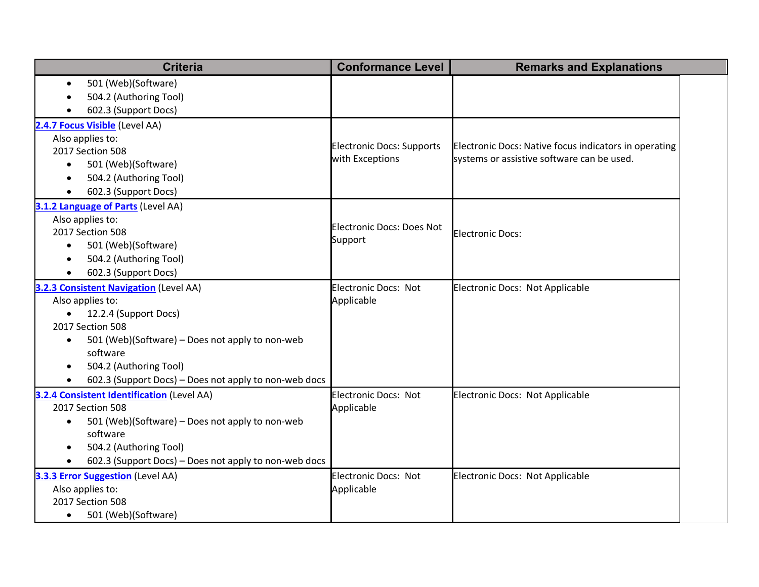| Criteria | Conformance Level | Remarks and Explanations |
|---|---|---|
| <ul><li>501 (Web)(Software)</li><li>504.2 (Authoring Tool)</li><li>602.3 (Support Docs)</li></ul> | | |
| **[2.4.7 Focus Visible]** (Level AA)<br>Also applies to:<br>2017 Section 508<br><ul><li>501 (Web)(Software)</li><li>504.2 (Authoring Tool)</li><li>602.3 (Support Docs)</li></ul> | Electronic Docs: Supports with Exceptions | Electronic Docs: Native focus indicators in operating systems or assistive software can be used. |
| **[3.1.2 Language of Parts]** (Level AA)<br>Also applies to:<br>2017 Section 508<br><ul><li>501 (Web)(Software)</li><li>504.2 (Authoring Tool)</li><li>602.3 (Support Docs)</li></ul> | Electronic Docs: Does Not Support | Electronic Docs: |
| **[3.2.3 Consistent Navigation]** (Level AA)<br>Also applies to:<br><ul><li>12.2.4 (Support Docs)</li></ul>2017 Section 508<br><ul><li>501 (Web)(Software) – Does not apply to non-web software</li><li>504.2 (Authoring Tool)</li><li>602.3 (Support Docs) – Does not apply to non-web docs</li></ul> | Electronic Docs: Not Applicable | Electronic Docs: Not Applicable |
| **[3.2.4 Consistent Identification]** (Level AA)<br>2017 Section 508<br><ul><li>501 (Web)(Software) – Does not apply to non-web software</li><li>504.2 (Authoring Tool)</li><li>602.3 (Support Docs) – Does not apply to non-web docs</li></ul> | Electronic Docs: Not Applicable | Electronic Docs: Not Applicable |
| **[3.3.3 Error Suggestion]** (Level AA)<br>Also applies to:<br>2017 Section 508<br><ul><li>501 (Web)(Software)</li></ul> | Electronic Docs: Not Applicable | Electronic Docs: Not Applicable |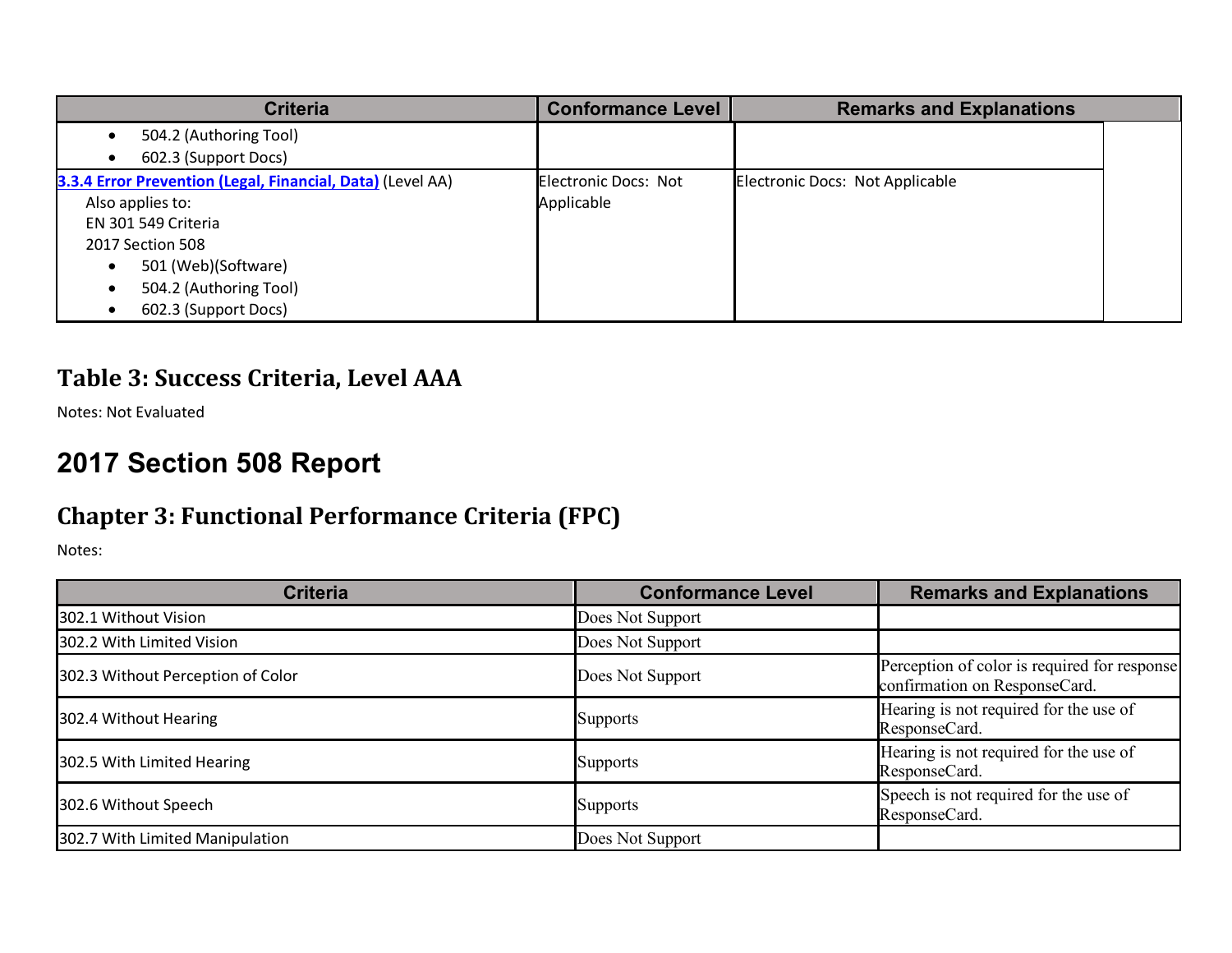| Criteria | Conformance Level | Remarks and Explanations |
|---|---|---|
| • 504.2 (Authoring Tool)<br>• 602.3 (Support Docs) | | |
| **3.3.4 Error Prevention (Legal, Financial, Data)** (Level AA)<br>Also applies to:<br>EN 301 549 Criteria<br>2017 Section 508<br>• 501 (Web)(Software)<br>• 504.2 (Authoring Tool)<br>• 602.3 (Support Docs) | Electronic Docs: Not Applicable | Electronic Docs: Not Applicable |

### Table 3: Success Criteria, Level AAA

Notes: Not Evaluated

## 2017 Section 508 Report

### Chapter 3: Functional Performance Criteria (FPC)

Notes:

| Criteria | Conformance Level | Remarks and Explanations |
|---|---|---|
| 302.1 Without Vision | Does Not Support | |
| 302.2 With Limited Vision | Does Not Support | |
| 302.3 Without Perception of Color | Does Not Support | Perception of color is required for response confirmation on ResponseCard. |
| 302.4 Without Hearing | Supports | Hearing is not required for the use of ResponseCard. |
| 302.5 With Limited Hearing | Supports | Hearing is not required for the use of ResponseCard. |
| 302.6 Without Speech | Supports | Speech is not required for the use of ResponseCard. |
| 302.7 With Limited Manipulation | Does Not Support | |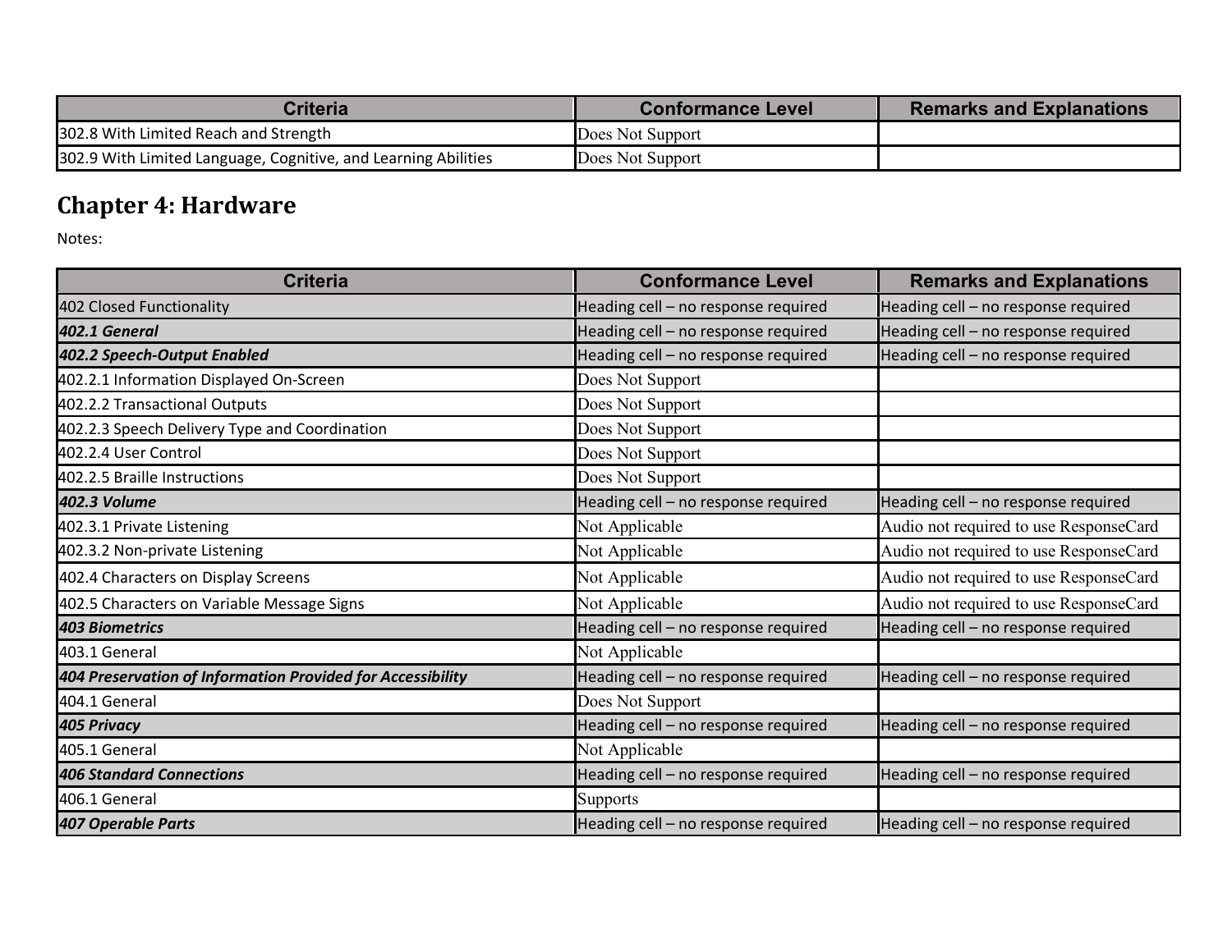| Criteria | Conformance Level | Remarks and Explanations |
| --- | --- | --- |
| 302.8 With Limited Reach and Strength | Does Not Support | |
| 302.9 With Limited Language, Cognitive, and Learning Abilities | Does Not Support | |

## Chapter 4: Hardware

Notes:

| Criteria | Conformance Level | Remarks and Explanations |
| --- | --- | --- |
| 402 Closed Functionality | Heading cell – no response required | Heading cell – no response required |
| ***402.1 General*** | Heading cell – no response required | Heading cell – no response required |
| ***402.2 Speech-Output Enabled*** | Heading cell – no response required | Heading cell – no response required |
| 402.2.1 Information Displayed On-Screen | Does Not Support | |
| 402.2.2 Transactional Outputs | Does Not Support | |
| 402.2.3 Speech Delivery Type and Coordination | Does Not Support | |
| 402.2.4 User Control | Does Not Support | |
| 402.2.5 Braille Instructions | Does Not Support | |
| ***402.3 Volume*** | Heading cell – no response required | Heading cell – no response required |
| 402.3.1 Private Listening | Not Applicable | Audio not required to use ResponseCard |
| 402.3.2 Non-private Listening | Not Applicable | Audio not required to use ResponseCard |
| 402.4 Characters on Display Screens | Not Applicable | Audio not required to use ResponseCard |
| 402.5 Characters on Variable Message Signs | Not Applicable | Audio not required to use ResponseCard |
| ***403 Biometrics*** | Heading cell – no response required | Heading cell – no response required |
| 403.1 General | Not Applicable | |
| ***404 Preservation of Information Provided for Accessibility*** | Heading cell – no response required | Heading cell – no response required |
| 404.1 General | Does Not Support | |
| ***405 Privacy*** | Heading cell – no response required | Heading cell – no response required |
| 405.1 General | Not Applicable | |
| ***406 Standard Connections*** | Heading cell – no response required | Heading cell – no response required |
| 406.1 General | Supports | |
| ***407 Operable Parts*** | Heading cell – no response required | Heading cell – no response required |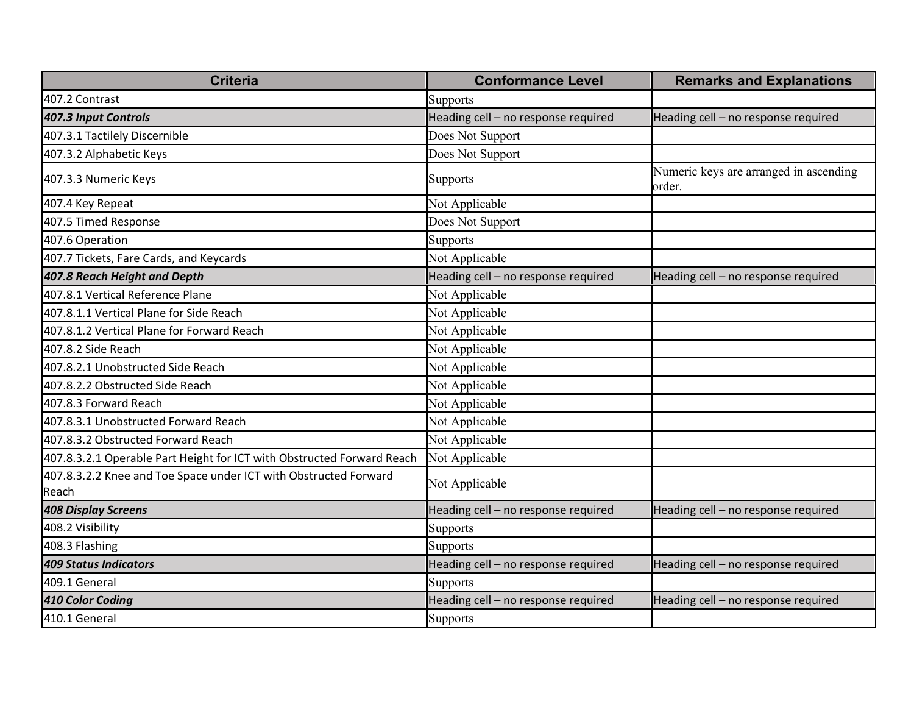| Criteria | Conformance Level | Remarks and Explanations |
| --- | --- | --- |
| 407.2 Contrast | Supports | |
| ***407.3 Input Controls*** | Heading cell – no response required | Heading cell – no response required |
| 407.3.1 Tactilely Discernible | Does Not Support | |
| 407.3.2 Alphabetic Keys | Does Not Support | |
| 407.3.3 Numeric Keys | Supports | Numeric keys are arranged in ascending order. |
| 407.4 Key Repeat | Not Applicable | |
| 407.5 Timed Response | Does Not Support | |
| 407.6 Operation | Supports | |
| 407.7 Tickets, Fare Cards, and Keycards | Not Applicable | |
| ***407.8 Reach Height and Depth*** | Heading cell – no response required | Heading cell – no response required |
| 407.8.1 Vertical Reference Plane | Not Applicable | |
| 407.8.1.1 Vertical Plane for Side Reach | Not Applicable | |
| 407.8.1.2 Vertical Plane for Forward Reach | Not Applicable | |
| 407.8.2 Side Reach | Not Applicable | |
| 407.8.2.1 Unobstructed Side Reach | Not Applicable | |
| 407.8.2.2 Obstructed Side Reach | Not Applicable | |
| 407.8.3 Forward Reach | Not Applicable | |
| 407.8.3.1 Unobstructed Forward Reach | Not Applicable | |
| 407.8.3.2 Obstructed Forward Reach | Not Applicable | |
| 407.8.3.2.1 Operable Part Height for ICT with Obstructed Forward Reach | Not Applicable | |
| 407.8.3.2.2 Knee and Toe Space under ICT with Obstructed Forward Reach | Not Applicable | |
| ***408 Display Screens*** | Heading cell – no response required | Heading cell – no response required |
| 408.2 Visibility | Supports | |
| 408.3 Flashing | Supports | |
| ***409 Status Indicators*** | Heading cell – no response required | Heading cell – no response required |
| 409.1 General | Supports | |
| ***410 Color Coding*** | Heading cell – no response required | Heading cell – no response required |
| 410.1 General | Supports | |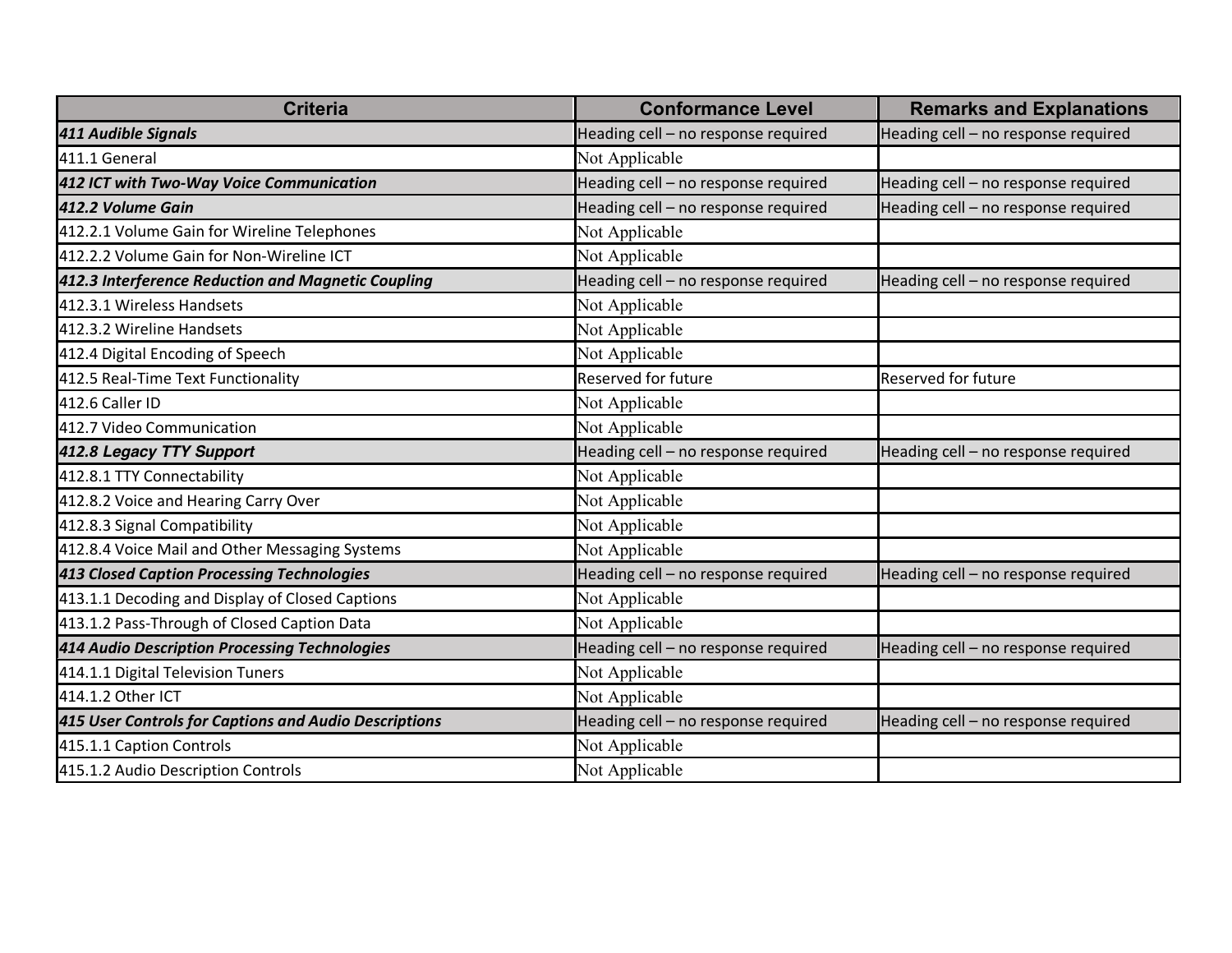| Criteria | Conformance Level | Remarks and Explanations |
|---|---|---|
| ***411 Audible Signals*** | Heading cell – no response required | Heading cell – no response required |
| 411.1 General | Not Applicable | |
| ***412 ICT with Two-Way Voice Communication*** | Heading cell – no response required | Heading cell – no response required |
| ***412.2 Volume Gain*** | Heading cell – no response required | Heading cell – no response required |
| 412.2.1 Volume Gain for Wireline Telephones | Not Applicable | |
| 412.2.2 Volume Gain for Non-Wireline ICT | Not Applicable | |
| ***412.3 Interference Reduction and Magnetic Coupling*** | Heading cell – no response required | Heading cell – no response required |
| 412.3.1 Wireless Handsets | Not Applicable | |
| 412.3.2 Wireline Handsets | Not Applicable | |
| 412.4 Digital Encoding of Speech | Not Applicable | |
| 412.5 Real-Time Text Functionality | Reserved for future | Reserved for future |
| 412.6 Caller ID | Not Applicable | |
| 412.7 Video Communication | Not Applicable | |
| ***412.8 Legacy TTY Support*** | Heading cell – no response required | Heading cell – no response required |
| 412.8.1 TTY Connectability | Not Applicable | |
| 412.8.2 Voice and Hearing Carry Over | Not Applicable | |
| 412.8.3 Signal Compatibility | Not Applicable | |
| 412.8.4 Voice Mail and Other Messaging Systems | Not Applicable | |
| ***413 Closed Caption Processing Technologies*** | Heading cell – no response required | Heading cell – no response required |
| 413.1.1 Decoding and Display of Closed Captions | Not Applicable | |
| 413.1.2 Pass-Through of Closed Caption Data | Not Applicable | |
| ***414 Audio Description Processing Technologies*** | Heading cell – no response required | Heading cell – no response required |
| 414.1.1 Digital Television Tuners | Not Applicable | |
| 414.1.2 Other ICT | Not Applicable | |
| ***415 User Controls for Captions and Audio Descriptions*** | Heading cell – no response required | Heading cell – no response required |
| 415.1.1 Caption Controls | Not Applicable | |
| 415.1.2 Audio Description Controls | Not Applicable | |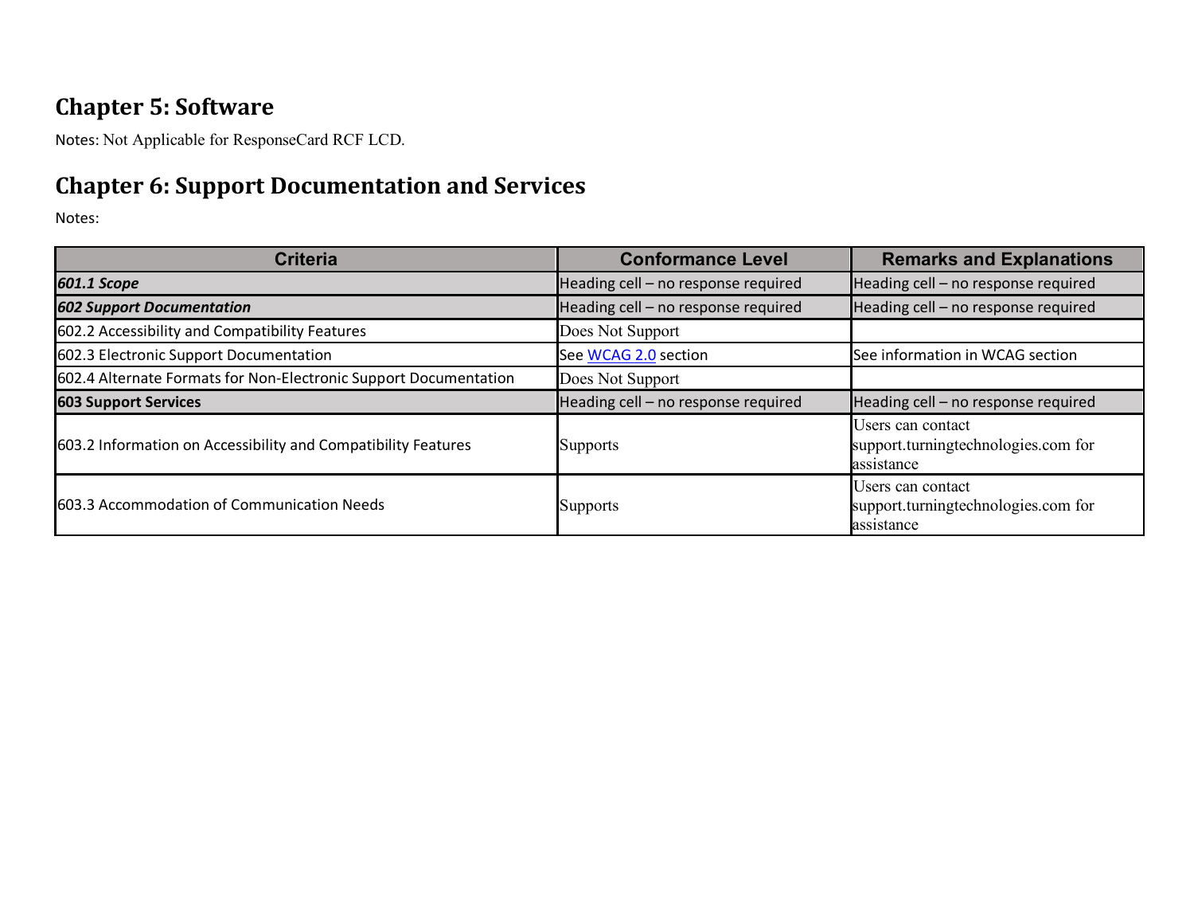## Chapter 5: Software

Notes: Not Applicable for ResponseCard RCF LCD.

## Chapter 6: Support Documentation and Services

Notes:

| Criteria | Conformance Level | Remarks and Explanations |
|---|---|---|
| ***601.1 Scope*** | Heading cell – no response required | Heading cell – no response required |
| ***602 Support Documentation*** | Heading cell – no response required | Heading cell – no response required |
| 602.2 Accessibility and Compatibility Features | Does Not Support | |
| 602.3 Electronic Support Documentation | See WCAG 2.0 section | See information in WCAG section |
| 602.4 Alternate Formats for Non-Electronic Support Documentation | Does Not Support | |
| **603 Support Services** | Heading cell – no response required | Heading cell – no response required |
| 603.2 Information on Accessibility and Compatibility Features | Supports | Users can contact support.turningtechnologies.com for assistance |
| 603.3 Accommodation of Communication Needs | Supports | Users can contact support.turningtechnologies.com for assistance |